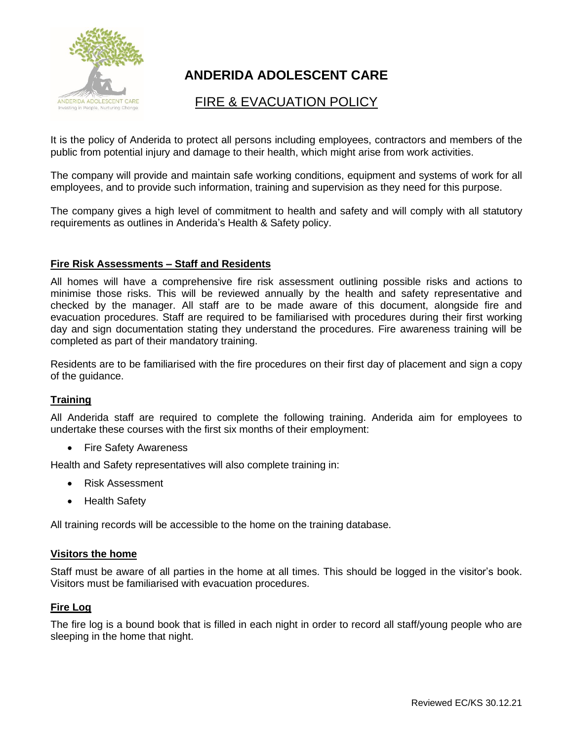# ANDERIDA ADOLESCENT CARE

## FIRE & EVACUATION POLICY

It is the policy of Anderida to protect all persons including employees, contractors and members of the public from potential injury and damage to their health, which might arise from work activities.

The company will provide and maintain safe working conditions, equipment and systems of work for all employees, and to provide such information, training and supervision as they need for this purpose.

The company gives a high level of commitment to health and safety and will comply with all statutory requirements as outlines in Anderida's Health & Safety policy.

### Fire Risk Assessments – Staff and Residents

All homes will have a comprehensive fire risk assessment outlining possible risks and actions to minimise those risks. This will be reviewed annually by the health and safety representative and checked by the manager. All staff are to be made aware of this document, alongside fire and evacuation procedures. Staff are required to be familiarised with procedures during their first working day and sign documentation stating they understand the procedures. Fire awareness training will be completed as part of their mandatory training.

Residents are to be familiarised with the fire procedures on their first day of placement and sign a copy of the guidance.

### Training

All Anderida staff are required to complete the following training. Anderida aim for employees to undertake these courses with the first six months of their employment:

- Fire Safety Awareness

Health and Safety representatives will also complete training in:

- Risk Assessment
- Health Safety

All training records will be accessible to the home on the training database.

### Visitors the home

Staff must be aware of all parties in the home at all times. This should be logged in the visitor's book. Visitors must be familiarised with evacuation procedures.

### Fire Log

The fire log is a bound book that is filled in each night in order to record all staff/young people who are sleeping in the home that night.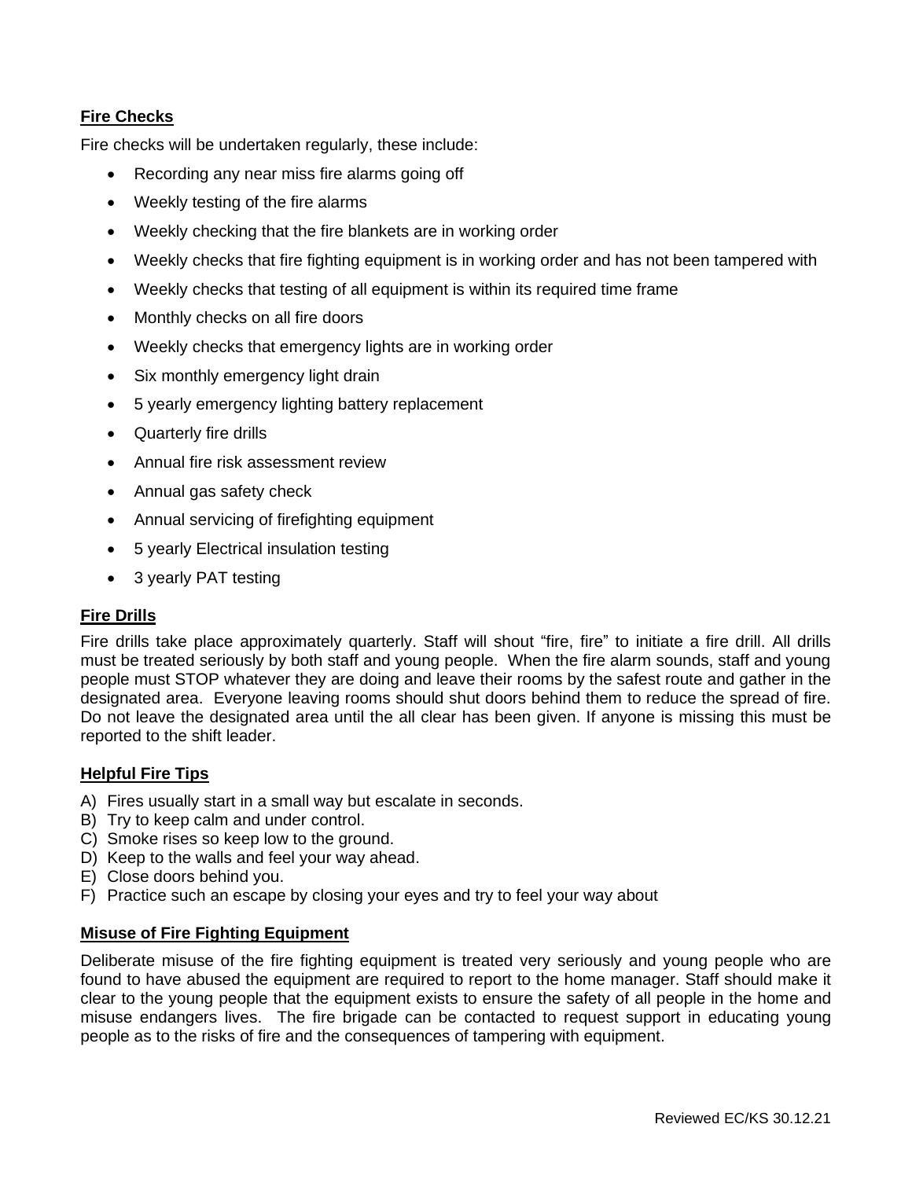**Fire Checks**

Fire checks will be undertaken regularly, these include:

- Recording any near miss fire alarms going off
- Weekly testing of the fire alarms
- Weekly checking that the fire blankets are in working order
- Weekly checks that fire fighting equipment is in working order and has not been tampered with
- Weekly checks that testing of all equipment is within its required time frame
- Monthly checks on all fire doors
- Weekly checks that emergency lights are in working order
- Six monthly emergency light drain
- 5 yearly emergency lighting battery replacement
- Quarterly fire drills
- Annual fire risk assessment review
- Annual gas safety check
- Annual servicing of firefighting equipment
- 5 yearly Electrical insulation testing
- 3 yearly PAT testing

**Fire Drills**

Fire drills take place approximately quarterly. Staff will shout "fire, fire" to initiate a fire drill. All drills must be treated seriously by both staff and young people. When the fire alarm sounds, staff and young people must STOP whatever they are doing and leave their rooms by the safest route and gather in the designated area. Everyone leaving rooms should shut doors behind them to reduce the spread of fire. Do not leave the designated area until the all clear has been given. If anyone is missing this must be reported to the shift leader.

**Helpful Fire Tips**

A) Fires usually start in a small way but escalate in seconds.
B) Try to keep calm and under control.
C) Smoke rises so keep low to the ground.
D) Keep to the walls and feel your way ahead.
E) Close doors behind you.
F) Practice such an escape by closing your eyes and try to feel your way about

**Misuse of Fire Fighting Equipment**

Deliberate misuse of the fire fighting equipment is treated very seriously and young people who are found to have abused the equipment are required to report to the home manager. Staff should make it clear to the young people that the equipment exists to ensure the safety of all people in the home and misuse endangers lives. The fire brigade can be contacted to request support in educating young people as to the risks of fire and the consequences of tampering with equipment.

Reviewed EC/KS 30.12.21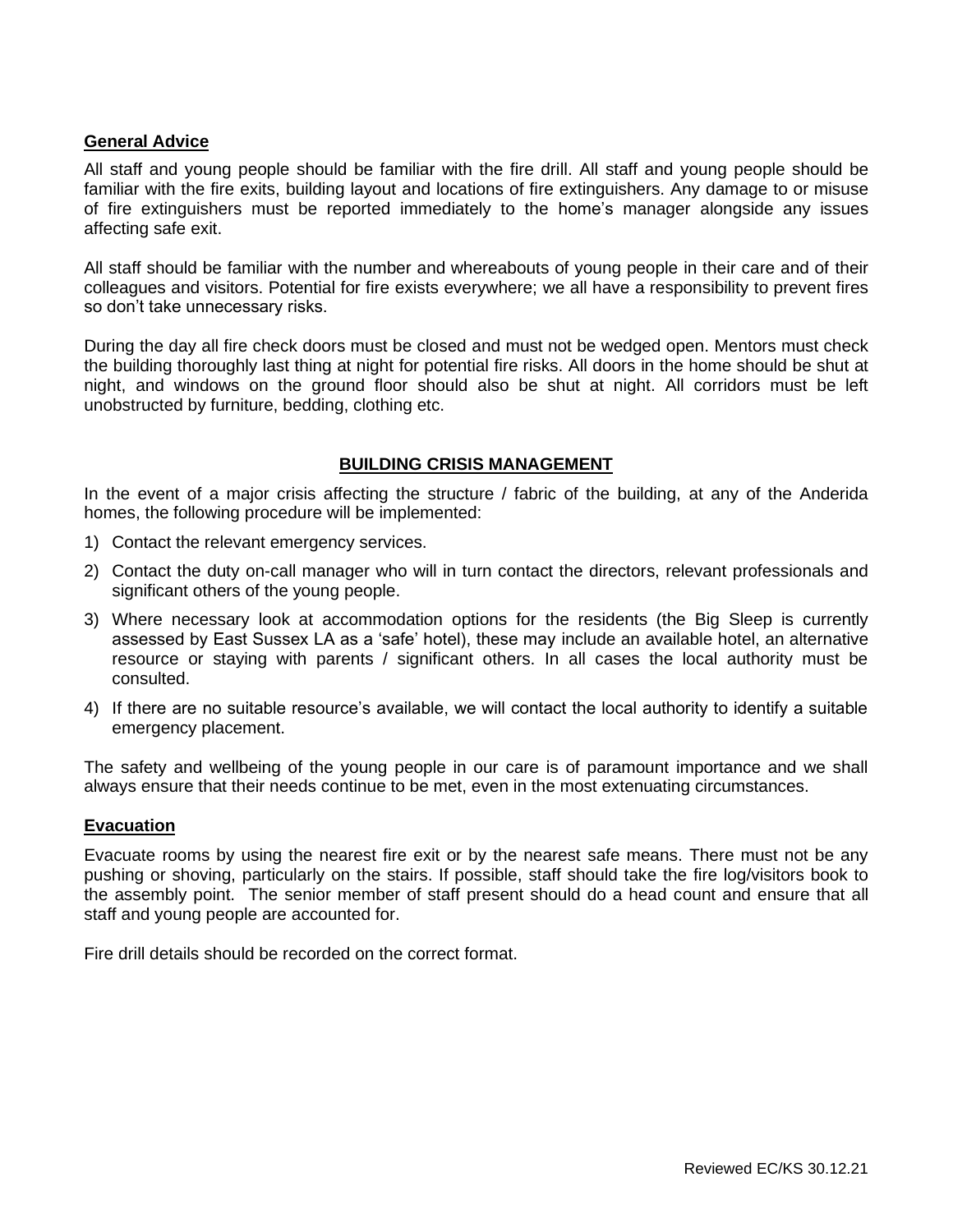**General Advice**

All staff and young people should be familiar with the fire drill. All staff and young people should be familiar with the fire exits, building layout and locations of fire extinguishers. Any damage to or misuse of fire extinguishers must be reported immediately to the home's manager alongside any issues affecting safe exit.

All staff should be familiar with the number and whereabouts of young people in their care and of their colleagues and visitors. Potential for fire exists everywhere; we all have a responsibility to prevent fires so don't take unnecessary risks.

During the day all fire check doors must be closed and must not be wedged open. Mentors must check the building thoroughly last thing at night for potential fire risks. All doors in the home should be shut at night, and windows on the ground floor should also be shut at night. All corridors must be left unobstructed by furniture, bedding, clothing etc.

## BUILDING CRISIS MANAGEMENT

In the event of a major crisis affecting the structure / fabric of the building, at any of the Anderida homes, the following procedure will be implemented:

1) Contact the relevant emergency services.
2) Contact the duty on-call manager who will in turn contact the directors, relevant professionals and significant others of the young people.
3) Where necessary look at accommodation options for the residents (the Big Sleep is currently assessed by East Sussex LA as a 'safe' hotel), these may include an available hotel, an alternative resource or staying with parents / significant others. In all cases the local authority must be consulted.
4) If there are no suitable resource's available, we will contact the local authority to identify a suitable emergency placement.

The safety and wellbeing of the young people in our care is of paramount importance and we shall always ensure that their needs continue to be met, even in the most extenuating circumstances.

**Evacuation**

Evacuate rooms by using the nearest fire exit or by the nearest safe means. There must not be any pushing or shoving, particularly on the stairs. If possible, staff should take the fire log/visitors book to the assembly point. The senior member of staff present should do a head count and ensure that all staff and young people are accounted for.

Fire drill details should be recorded on the correct format.

Reviewed EC/KS 30.12.21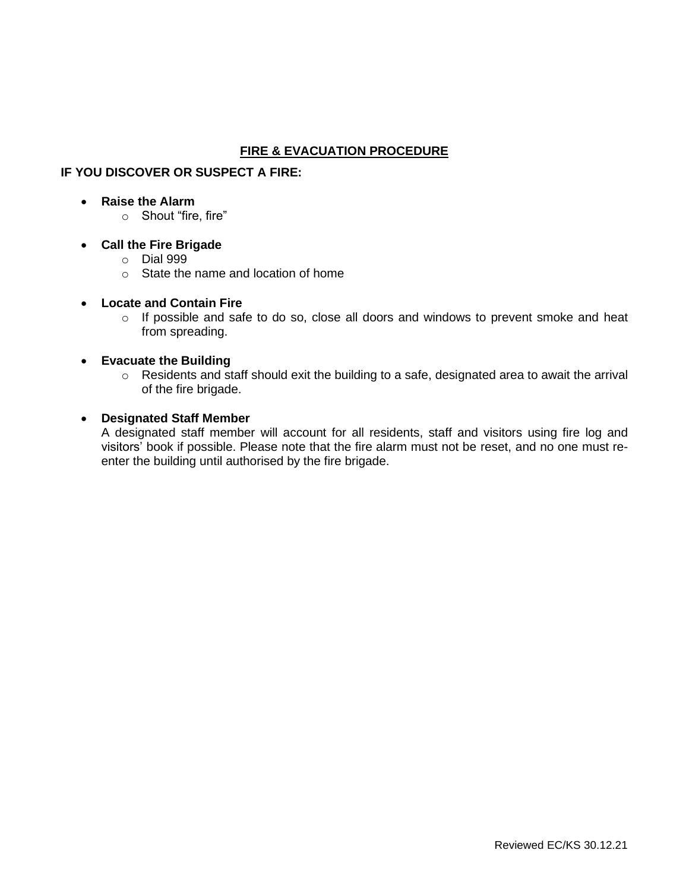## **FIRE & EVACUATION PROCEDURE**

**IF YOU DISCOVER OR SUSPECT A FIRE:**

- **Raise the Alarm**
  - Shout “fire, fire”

- **Call the Fire Brigade**
  - Dial 999
  - State the name and location of home

- **Locate and Contain Fire**
  - If possible and safe to do so, close all doors and windows to prevent smoke and heat from spreading.

- **Evacuate the Building**
  - Residents and staff should exit the building to a safe, designated area to await the arrival of the fire brigade.

- **Designated Staff Member**

  A designated staff member will account for all residents, staff and visitors using fire log and visitors’ book if possible. Please note that the fire alarm must not be reset, and no one must re-enter the building until authorised by the fire brigade.

Reviewed EC/KS 30.12.21